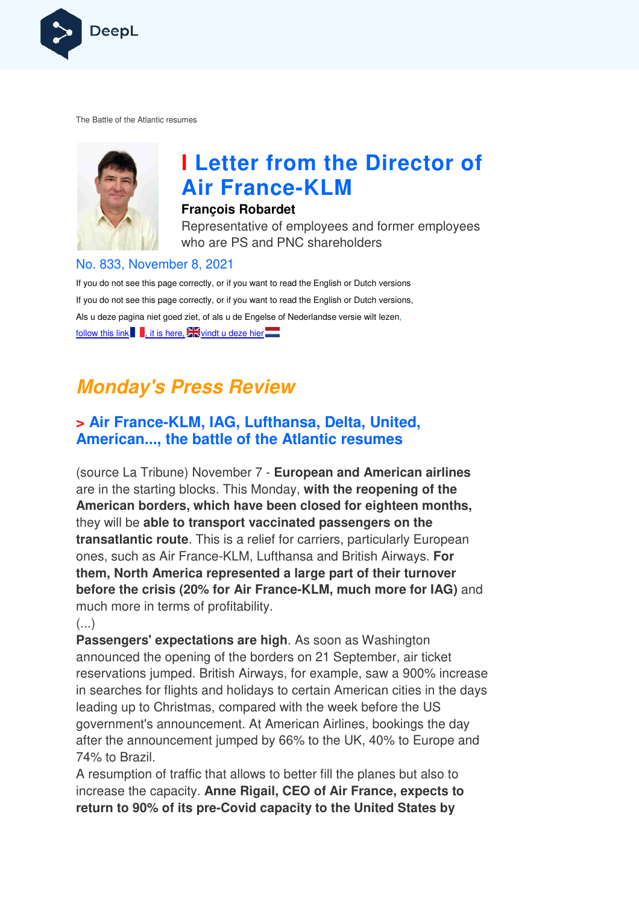The Battle of the Atlantic resumes

# Letter from the Director of Air France-KLM

**François Robardet**

Representative of employees and former employees who are PS and PNC shareholders

No. 833, November 8, 2021

If you do not see this page correctly, or if you want to read the English or Dutch versions

If you do not see this page correctly, or if you want to read the English or Dutch versions,

Als u deze pagina niet goed ziet, of als u de Engelse of Nederlandse versie wilt lezen,

follow this link, it is here, vindt u deze hier

## *Monday's Press Review*

### > Air France-KLM, IAG, Lufthansa, Delta, United, American..., the battle of the Atlantic resumes

(source La Tribune) November 7 - **European and American airlines** are in the starting blocks. This Monday, **with the reopening of the American borders, which have been closed for eighteen months,** they will be **able to transport vaccinated passengers on the transatlantic route**. This is a relief for carriers, particularly European ones, such as Air France-KLM, Lufthansa and British Airways. **For them, North America represented a large part of their turnover before the crisis (20% for Air France-KLM, much more for IAG)** and much more in terms of profitability.

(...)

**Passengers' expectations are high**. As soon as Washington announced the opening of the borders on 21 September, air ticket reservations jumped. British Airways, for example, saw a 900% increase in searches for flights and holidays to certain American cities in the days leading up to Christmas, compared with the week before the US government's announcement. At American Airlines, bookings the day after the announcement jumped by 66% to the UK, 40% to Europe and 74% to Brazil.

A resumption of traffic that allows to better fill the planes but also to increase the capacity. **Anne Rigail, CEO of Air France, expects to return to 90% of its pre-Covid capacity to the United States by**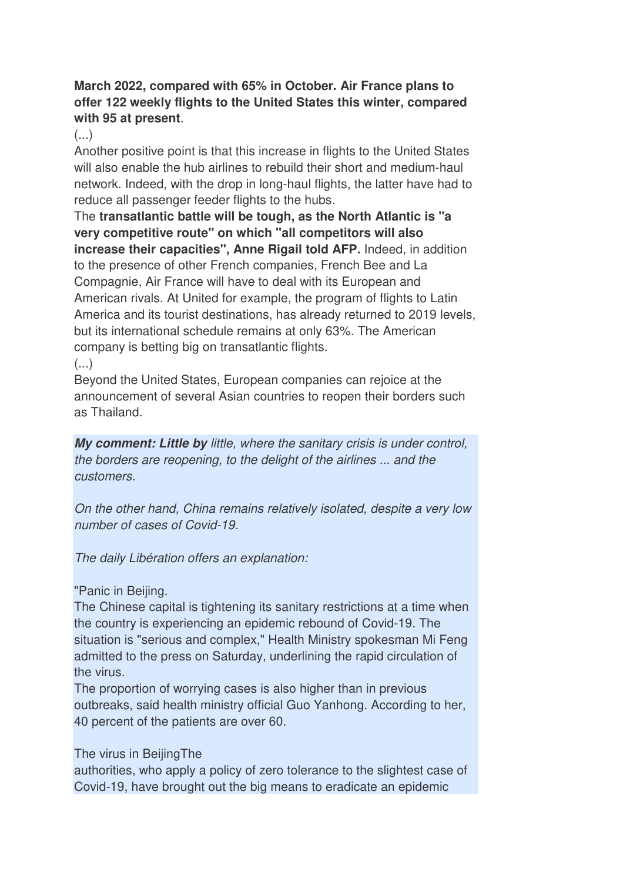**March 2022, compared with 65% in October. Air France plans to offer 122 weekly flights to the United States this winter, compared with 95 at present**.

(...)

Another positive point is that this increase in flights to the United States will also enable the hub airlines to rebuild their short and medium-haul network. Indeed, with the drop in long-haul flights, the latter have had to reduce all passenger feeder flights to the hubs.

The **transatlantic battle will be tough, as the North Atlantic is "a very competitive route" on which "all competitors will also increase their capacities", Anne Rigail told AFP.** Indeed, in addition to the presence of other French companies, French Bee and La Compagnie, Air France will have to deal with its European and American rivals. At United for example, the program of flights to Latin America and its tourist destinations, has already returned to 2019 levels, but its international schedule remains at only 63%. The American company is betting big on transatlantic flights.

(...)

Beyond the United States, European companies can rejoice at the announcement of several Asian countries to reopen their borders such as Thailand.

***My comment: Little by*** *little, where the sanitary crisis is under control, the borders are reopening, to the delight of the airlines ... and the customers.*

*On the other hand, China remains relatively isolated, despite a very low number of cases of Covid-19.*

*The daily Libération offers an explanation:*

"Panic in Beijing.

The Chinese capital is tightening its sanitary restrictions at a time when the country is experiencing an epidemic rebound of Covid-19. The situation is "serious and complex," Health Ministry spokesman Mi Feng admitted to the press on Saturday, underlining the rapid circulation of the virus.

The proportion of worrying cases is also higher than in previous outbreaks, said health ministry official Guo Yanhong. According to her, 40 percent of the patients are over 60.

The virus in BeijingThe

authorities, who apply a policy of zero tolerance to the slightest case of Covid-19, have brought out the big means to eradicate an epidemic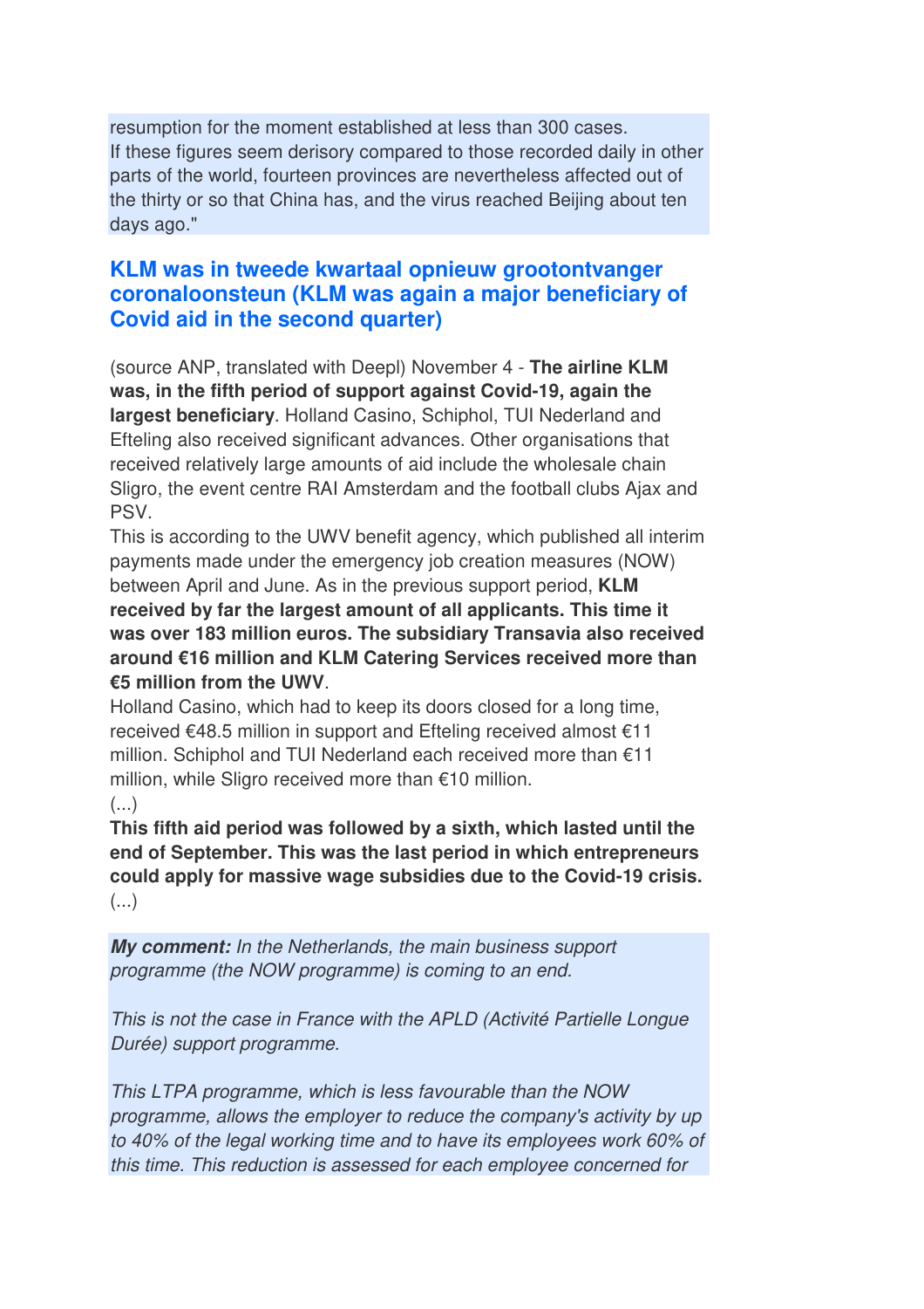resumption for the moment established at less than 300 cases.
If these figures seem derisory compared to those recorded daily in other parts of the world, fourteen provinces are nevertheless affected out of the thirty or so that China has, and the virus reached Beijing about ten days ago."

## KLM was in tweede kwartaal opnieuw grootontvanger coronaloonsteun (KLM was again a major beneficiary of Covid aid in the second quarter)

(source ANP, translated with Deepl) November 4 - **The airline KLM was, in the fifth period of support against Covid-19, again the largest beneficiary**. Holland Casino, Schiphol, TUI Nederland and Efteling also received significant advances. Other organisations that received relatively large amounts of aid include the wholesale chain Sligro, the event centre RAI Amsterdam and the football clubs Ajax and PSV.
This is according to the UWV benefit agency, which published all interim payments made under the emergency job creation measures (NOW) between April and June. As in the previous support period, **KLM received by far the largest amount of all applicants. This time it was over 183 million euros. The subsidiary Transavia also received around €16 million and KLM Catering Services received more than €5 million from the UWV**.
Holland Casino, which had to keep its doors closed for a long time, received €48.5 million in support and Efteling received almost €11 million. Schiphol and TUI Nederland each received more than €11 million, while Sligro received more than €10 million.
(...)
**This fifth aid period was followed by a sixth, which lasted until the end of September. This was the last period in which entrepreneurs could apply for massive wage subsidies due to the Covid-19 crisis.**
(...)

***My comment:*** *In the Netherlands, the main business support programme (the NOW programme) is coming to an end.*

*This is not the case in France with the APLD (Activité Partielle Longue Durée) support programme.*

*This LTPA programme, which is less favourable than the NOW programme, allows the employer to reduce the company's activity by up to 40% of the legal working time and to have its employees work 60% of this time. This reduction is assessed for each employee concerned for*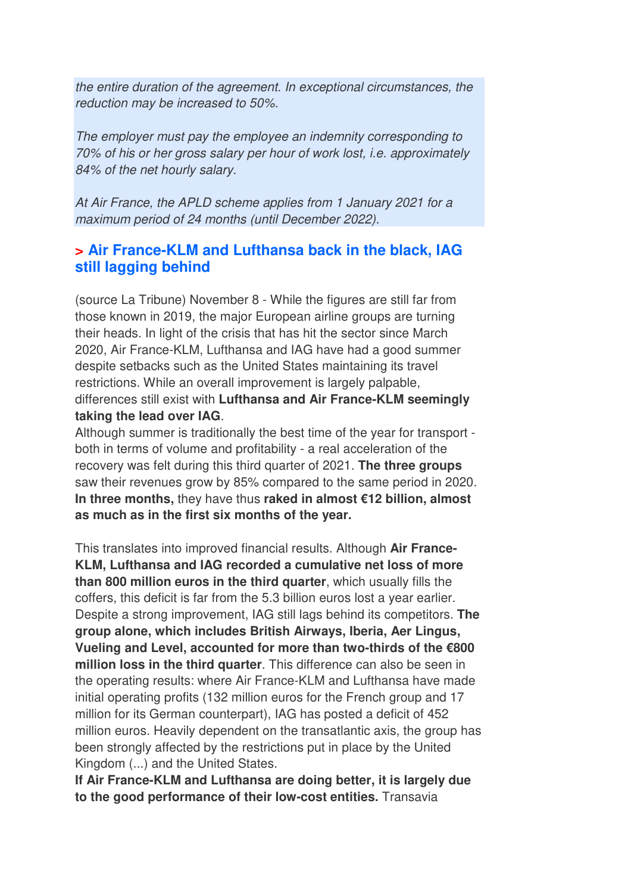*the entire duration of the agreement. In exceptional circumstances, the reduction may be increased to 50%.*

*The employer must pay the employee an indemnity corresponding to 70% of his or her gross salary per hour of work lost, i.e. approximately 84% of the net hourly salary.*

*At Air France, the APLD scheme applies from 1 January 2021 for a maximum period of 24 months (until December 2022).*

## > Air France-KLM and Lufthansa back in the black, IAG still lagging behind

(source La Tribune) November 8 - While the figures are still far from those known in 2019, the major European airline groups are turning their heads. In light of the crisis that has hit the sector since March 2020, Air France-KLM, Lufthansa and IAG have had a good summer despite setbacks such as the United States maintaining its travel restrictions. While an overall improvement is largely palpable, differences still exist with **Lufthansa and Air France-KLM seemingly taking the lead over IAG**.
Although summer is traditionally the best time of the year for transport - both in terms of volume and profitability - a real acceleration of the recovery was felt during this third quarter of 2021. **The three groups** saw their revenues grow by 85% compared to the same period in 2020. **In three months,** they have thus **raked in almost €12 billion, almost as much as in the first six months of the year.**

This translates into improved financial results. Although **Air France-KLM, Lufthansa and IAG recorded a cumulative net loss of more than 800 million euros in the third quarter**, which usually fills the coffers, this deficit is far from the 5.3 billion euros lost a year earlier. Despite a strong improvement, IAG still lags behind its competitors. **The group alone, which includes British Airways, Iberia, Aer Lingus, Vueling and Level, accounted for more than two-thirds of the €800 million loss in the third quarter**. This difference can also be seen in the operating results: where Air France-KLM and Lufthansa have made initial operating profits (132 million euros for the French group and 17 million for its German counterpart), IAG has posted a deficit of 452 million euros. Heavily dependent on the transatlantic axis, the group has been strongly affected by the restrictions put in place by the United Kingdom (...) and the United States.
**If Air France-KLM and Lufthansa are doing better, it is largely due to the good performance of their low-cost entities.** Transavia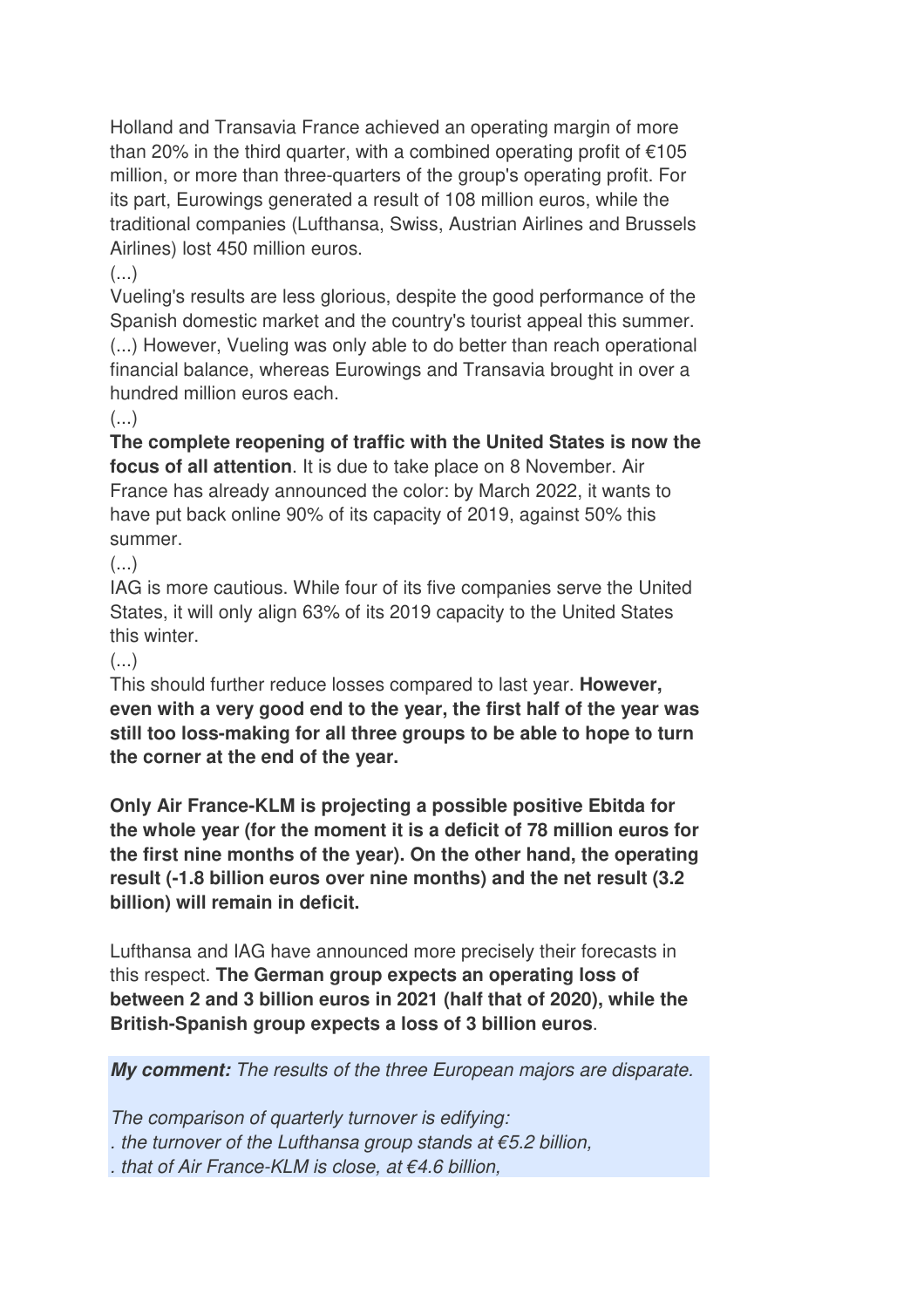Holland and Transavia France achieved an operating margin of more than 20% in the third quarter, with a combined operating profit of €105 million, or more than three-quarters of the group's operating profit. For its part, Eurowings generated a result of 108 million euros, while the traditional companies (Lufthansa, Swiss, Austrian Airlines and Brussels Airlines) lost 450 million euros.

(...)

Vueling's results are less glorious, despite the good performance of the Spanish domestic market and the country's tourist appeal this summer. (...) However, Vueling was only able to do better than reach operational financial balance, whereas Eurowings and Transavia brought in over a hundred million euros each.

(...)

**The complete reopening of traffic with the United States is now the focus of all attention**. It is due to take place on 8 November. Air France has already announced the color: by March 2022, it wants to have put back online 90% of its capacity of 2019, against 50% this summer.

(...)

IAG is more cautious. While four of its five companies serve the United States, it will only align 63% of its 2019 capacity to the United States this winter.

(...)

This should further reduce losses compared to last year. **However, even with a very good end to the year, the first half of the year was still too loss-making for all three groups to be able to hope to turn the corner at the end of the year.**

**Only Air France-KLM is projecting a possible positive Ebitda for the whole year (for the moment it is a deficit of 78 million euros for the first nine months of the year). On the other hand, the operating result (-1.8 billion euros over nine months) and the net result (3.2 billion) will remain in deficit.**

Lufthansa and IAG have announced more precisely their forecasts in this respect. **The German group expects an operating loss of between 2 and 3 billion euros in 2021 (half that of 2020), while the British-Spanish group expects a loss of 3 billion euros**.

***My comment:*** *The results of the three European majors are disparate.*

*The comparison of quarterly turnover is edifying:*

*. the turnover of the Lufthansa group stands at €5.2 billion,*

*. that of Air France-KLM is close, at €4.6 billion,*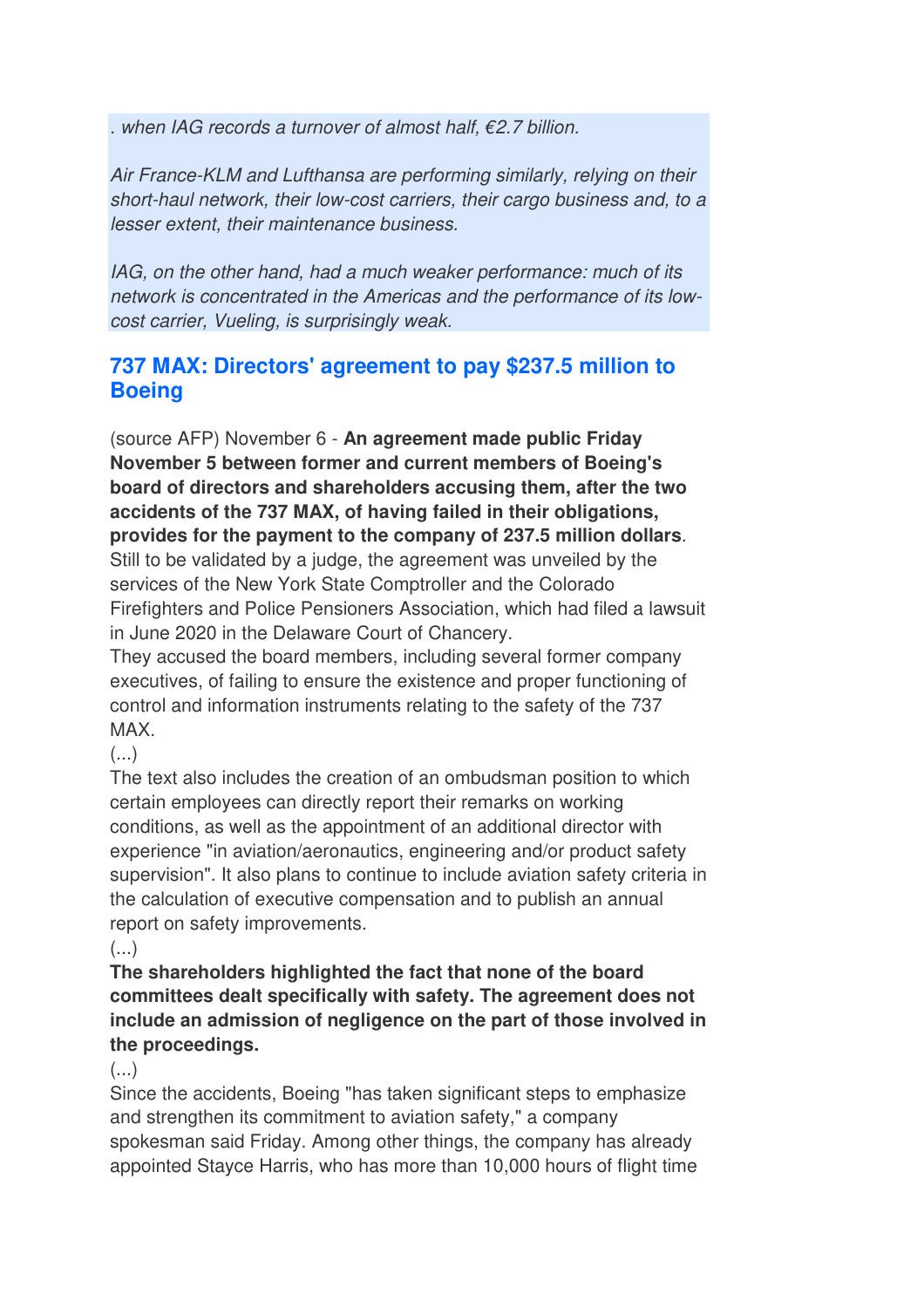*. when IAG records a turnover of almost half, €2.7 billion.*

*Air France-KLM and Lufthansa are performing similarly, relying on their short-haul network, their low-cost carriers, their cargo business and, to a lesser extent, their maintenance business.*

*IAG, on the other hand, had a much weaker performance: much of its network is concentrated in the Americas and the performance of its low-cost carrier, Vueling, is surprisingly weak.*

## 737 MAX: Directors' agreement to pay $237.5 million to Boeing

(source AFP) November 6 - **An agreement made public Friday November 5 between former and current members of Boeing's board of directors and shareholders accusing them, after the two accidents of the 737 MAX, of having failed in their obligations, provides for the payment to the company of 237.5 million dollars**. Still to be validated by a judge, the agreement was unveiled by the services of the New York State Comptroller and the Colorado Firefighters and Police Pensioners Association, which had filed a lawsuit in June 2020 in the Delaware Court of Chancery.
They accused the board members, including several former company executives, of failing to ensure the existence and proper functioning of control and information instruments relating to the safety of the 737 MAX.
(...)
The text also includes the creation of an ombudsman position to which certain employees can directly report their remarks on working conditions, as well as the appointment of an additional director with experience "in aviation/aeronautics, engineering and/or product safety supervision". It also plans to continue to include aviation safety criteria in the calculation of executive compensation and to publish an annual report on safety improvements.
(...)
**The shareholders highlighted the fact that none of the board committees dealt specifically with safety. The agreement does not include an admission of negligence on the part of those involved in the proceedings.**
(...)
Since the accidents, Boeing "has taken significant steps to emphasize and strengthen its commitment to aviation safety," a company spokesman said Friday. Among other things, the company has already appointed Stayce Harris, who has more than 10,000 hours of flight time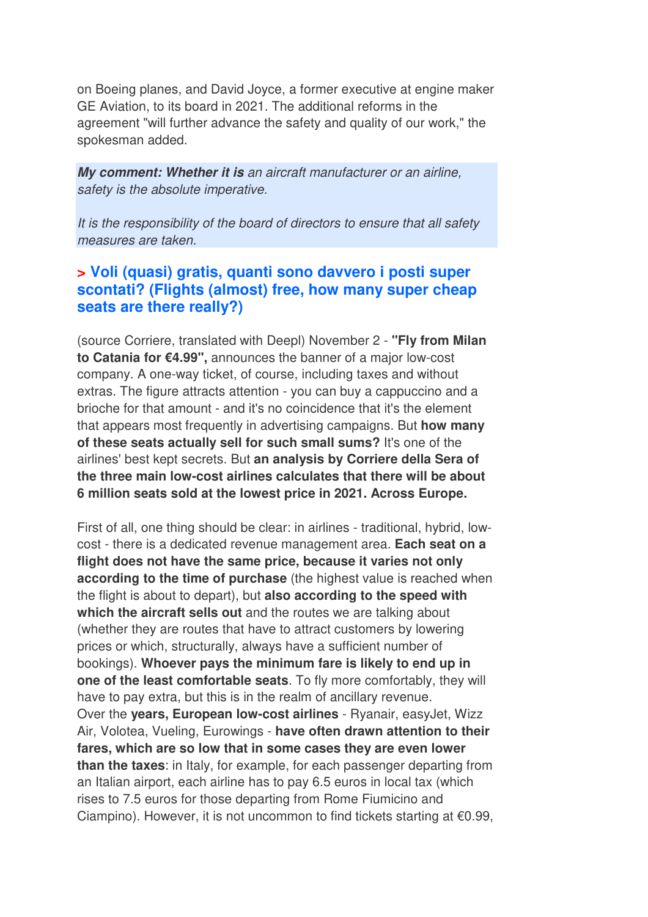on Boeing planes, and David Joyce, a former executive at engine maker GE Aviation, to its board in 2021. The additional reforms in the agreement "will further advance the safety and quality of our work," the spokesman added.

> ***My comment: Whether it is*** *an aircraft manufacturer or an airline, safety is the absolute imperative.*
>
> *It is the responsibility of the board of directors to ensure that all safety measures are taken.*

## > Voli (quasi) gratis, quanti sono davvero i posti super scontati? (Flights (almost) free, how many super cheap seats are there really?)

(source Corriere, translated with Deepl) November 2 - **"Fly from Milan to Catania for €4.99",** announces the banner of a major low-cost company. A one-way ticket, of course, including taxes and without extras. The figure attracts attention - you can buy a cappuccino and a brioche for that amount - and it's no coincidence that it's the element that appears most frequently in advertising campaigns. But **how many of these seats actually sell for such small sums?** It's one of the airlines' best kept secrets. But **an analysis by Corriere della Sera of the three main low-cost airlines calculates that there will be about 6 million seats sold at the lowest price in 2021. Across Europe.**

First of all, one thing should be clear: in airlines - traditional, hybrid, low-cost - there is a dedicated revenue management area. **Each seat on a flight does not have the same price, because it varies not only according to the time of purchase** (the highest value is reached when the flight is about to depart), but **also according to the speed with which the aircraft sells out** and the routes we are talking about (whether they are routes that have to attract customers by lowering prices or which, structurally, always have a sufficient number of bookings). **Whoever pays the minimum fare is likely to end up in one of the least comfortable seats**. To fly more comfortably, they will have to pay extra, but this is in the realm of ancillary revenue.
Over the **years, European low-cost airlines** - Ryanair, easyJet, Wizz Air, Volotea, Vueling, Eurowings - **have often drawn attention to their fares, which are so low that in some cases they are even lower than the taxes**: in Italy, for example, for each passenger departing from an Italian airport, each airline has to pay 6.5 euros in local tax (which rises to 7.5 euros for those departing from Rome Fiumicino and Ciampino). However, it is not uncommon to find tickets starting at €0.99,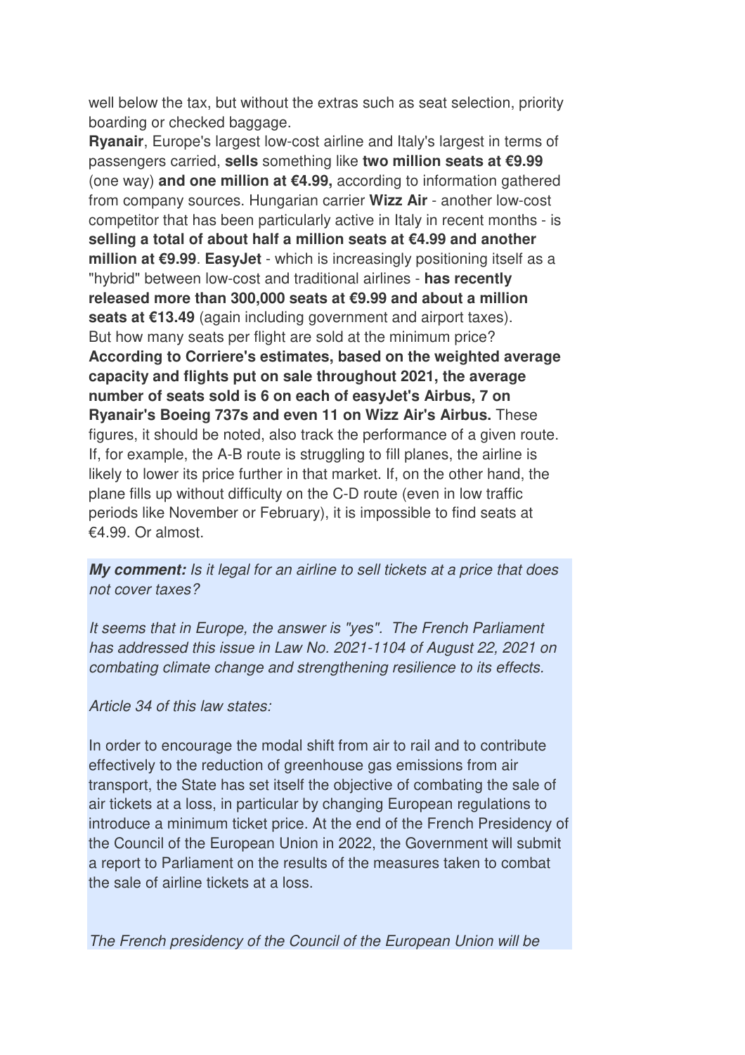well below the tax, but without the extras such as seat selection, priority boarding or checked baggage.

**Ryanair**, Europe's largest low-cost airline and Italy's largest in terms of passengers carried, **sells** something like **two million seats at €9.99** (one way) **and one million at €4.99,** according to information gathered from company sources. Hungarian carrier **Wizz Air** - another low-cost competitor that has been particularly active in Italy in recent months - is **selling a total of about half a million seats at €4.99 and another million at €9.99**. **EasyJet** - which is increasingly positioning itself as a "hybrid" between low-cost and traditional airlines - **has recently released more than 300,000 seats at €9.99 and about a million seats at €13.49** (again including government and airport taxes).

But how many seats per flight are sold at the minimum price? **According to Corriere's estimates, based on the weighted average capacity and flights put on sale throughout 2021, the average number of seats sold is 6 on each of easyJet's Airbus, 7 on Ryanair's Boeing 737s and even 11 on Wizz Air's Airbus.** These figures, it should be noted, also track the performance of a given route. If, for example, the A-B route is struggling to fill planes, the airline is likely to lower its price further in that market. If, on the other hand, the plane fills up without difficulty on the C-D route (even in low traffic periods like November or February), it is impossible to find seats at €4.99. Or almost.

***My comment:*** *Is it legal for an airline to sell tickets at a price that does not cover taxes?*

*It seems that in Europe, the answer is "yes". The French Parliament has addressed this issue in Law No. 2021-1104 of August 22, 2021 on combating climate change and strengthening resilience to its effects.*

*Article 34 of this law states:*

In order to encourage the modal shift from air to rail and to contribute effectively to the reduction of greenhouse gas emissions from air transport, the State has set itself the objective of combating the sale of air tickets at a loss, in particular by changing European regulations to introduce a minimum ticket price. At the end of the French Presidency of the Council of the European Union in 2022, the Government will submit a report to Parliament on the results of the measures taken to combat the sale of airline tickets at a loss.

*The French presidency of the Council of the European Union will be*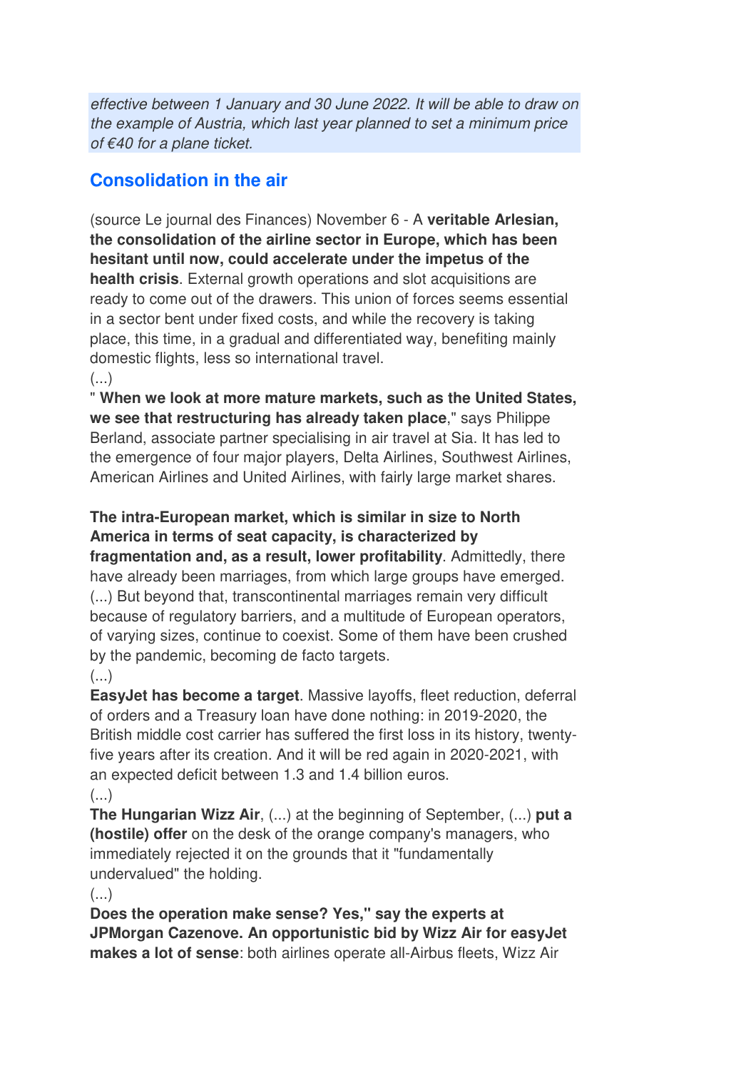*effective between 1 January and 30 June 2022. It will be able to draw on the example of Austria, which last year planned to set a minimum price of €40 for a plane ticket.*

## Consolidation in the air

(source Le journal des Finances) November 6 - A **veritable Arlesian, the consolidation of the airline sector in Europe, which has been hesitant until now, could accelerate under the impetus of the health crisis**. External growth operations and slot acquisitions are ready to come out of the drawers. This union of forces seems essential in a sector bent under fixed costs, and while the recovery is taking place, this time, in a gradual and differentiated way, benefiting mainly domestic flights, less so international travel.
(...)
" **When we look at more mature markets, such as the United States, we see that restructuring has already taken place**," says Philippe Berland, associate partner specialising in air travel at Sia. It has led to the emergence of four major players, Delta Airlines, Southwest Airlines, American Airlines and United Airlines, with fairly large market shares.

**The intra-European market, which is similar in size to North America in terms of seat capacity, is characterized by fragmentation and, as a result, lower profitability**. Admittedly, there have already been marriages, from which large groups have emerged. (...) But beyond that, transcontinental marriages remain very difficult because of regulatory barriers, and a multitude of European operators, of varying sizes, continue to coexist. Some of them have been crushed by the pandemic, becoming de facto targets.
(...)
**EasyJet has become a target**. Massive layoffs, fleet reduction, deferral of orders and a Treasury loan have done nothing: in 2019-2020, the British middle cost carrier has suffered the first loss in its history, twenty-five years after its creation. And it will be red again in 2020-2021, with an expected deficit between 1.3 and 1.4 billion euros.
(...)
**The Hungarian Wizz Air**, (...) at the beginning of September, (...) **put a (hostile) offer** on the desk of the orange company's managers, who immediately rejected it on the grounds that it "fundamentally undervalued" the holding.
(...)
**Does the operation make sense? Yes," say the experts at JPMorgan Cazenove. An opportunistic bid by Wizz Air for easyJet makes a lot of sense**: both airlines operate all-Airbus fleets, Wizz Air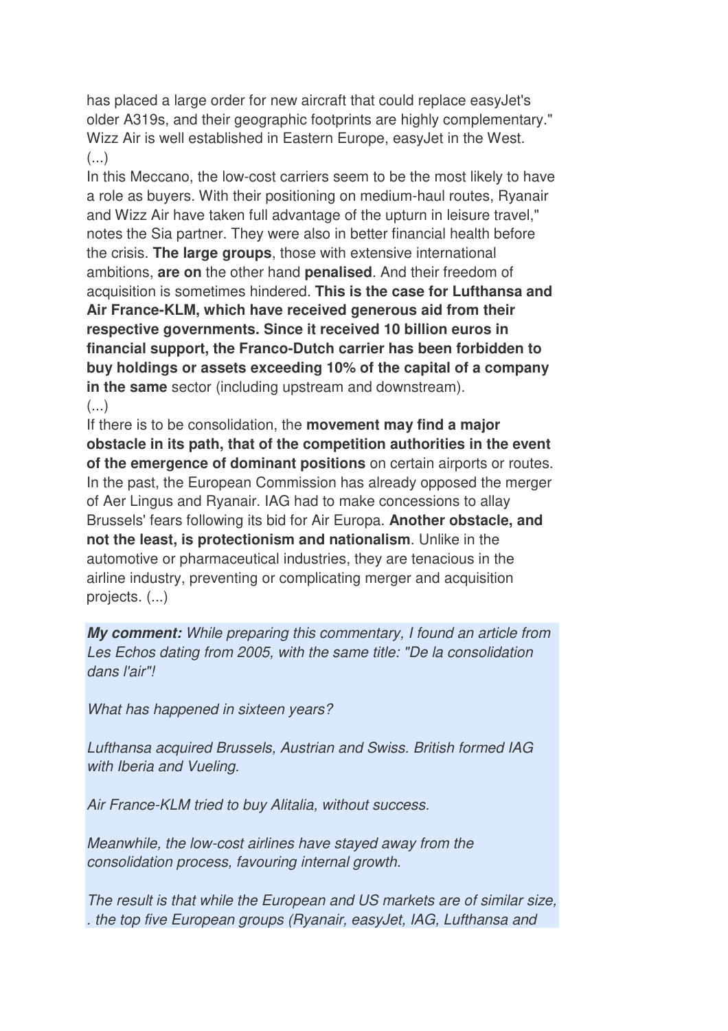has placed a large order for new aircraft that could replace easyJet's older A319s, and their geographic footprints are highly complementary." Wizz Air is well established in Eastern Europe, easyJet in the West.
(...)
In this Meccano, the low-cost carriers seem to be the most likely to have a role as buyers. With their positioning on medium-haul routes, Ryanair and Wizz Air have taken full advantage of the upturn in leisure travel," notes the Sia partner. They were also in better financial health before the crisis. **The large groups**, those with extensive international ambitions, **are on** the other hand **penalised**. And their freedom of acquisition is sometimes hindered. **This is the case for Lufthansa and Air France-KLM, which have received generous aid from their respective governments. Since it received 10 billion euros in financial support, the Franco-Dutch carrier has been forbidden to buy holdings or assets exceeding 10% of the capital of a company in the same** sector (including upstream and downstream).
(...)
If there is to be consolidation, the **movement may find a major obstacle in its path, that of the competition authorities in the event of the emergence of dominant positions** on certain airports or routes. In the past, the European Commission has already opposed the merger of Aer Lingus and Ryanair. IAG had to make concessions to allay Brussels' fears following its bid for Air Europa. **Another obstacle, and not the least, is protectionism and nationalism**. Unlike in the automotive or pharmaceutical industries, they are tenacious in the airline industry, preventing or complicating merger and acquisition projects. (...)

***My comment:*** *While preparing this commentary, I found an article from Les Echos dating from 2005, with the same title: "De la consolidation dans l'air"!*

*What has happened in sixteen years?*

*Lufthansa acquired Brussels, Austrian and Swiss. British formed IAG with Iberia and Vueling.*

*Air France-KLM tried to buy Alitalia, without success.*

*Meanwhile, the low-cost airlines have stayed away from the consolidation process, favouring internal growth.*

*The result is that while the European and US markets are of similar size, . the top five European groups (Ryanair, easyJet, IAG, Lufthansa and*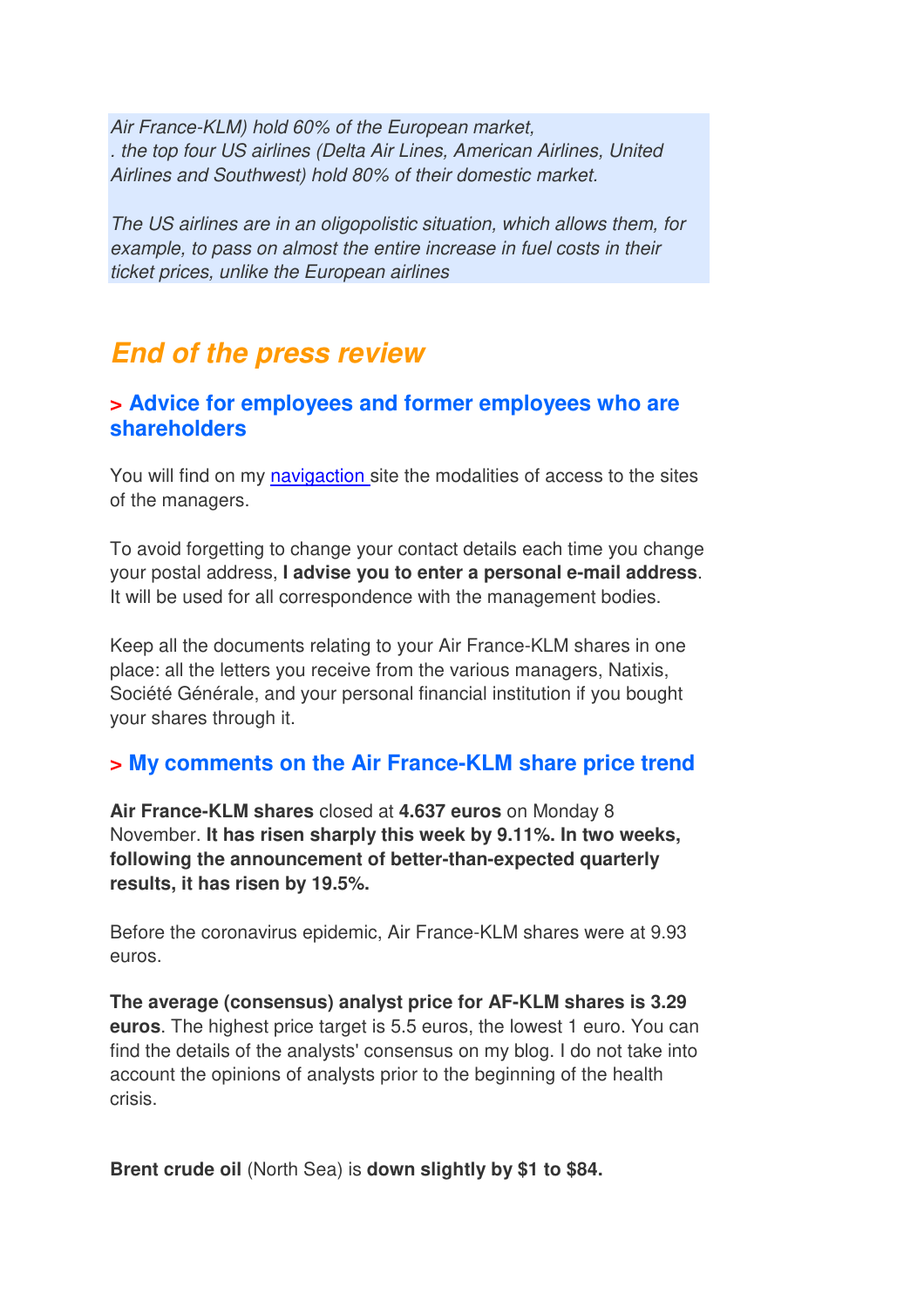*Air France-KLM) hold 60% of the European market,*
*. the top four US airlines (Delta Air Lines, American Airlines, United Airlines and Southwest) hold 80% of their domestic market.*

*The US airlines are in an oligopolistic situation, which allows them, for example, to pass on almost the entire increase in fuel costs in their ticket prices, unlike the European airlines*

## *End of the press review*

### > Advice for employees and former employees who are shareholders

You will find on my navigaction site the modalities of access to the sites of the managers.

To avoid forgetting to change your contact details each time you change your postal address, **I advise you to enter a personal e-mail address**. It will be used for all correspondence with the management bodies.

Keep all the documents relating to your Air France-KLM shares in one place: all the letters you receive from the various managers, Natixis, Société Générale, and your personal financial institution if you bought your shares through it.

### > My comments on the Air France-KLM share price trend

**Air France-KLM shares** closed at **4.637 euros** on Monday 8 November. **It has risen sharply this week by 9.11%. In two weeks, following the announcement of better-than-expected quarterly results, it has risen by 19.5%.**

Before the coronavirus epidemic, Air France-KLM shares were at 9.93 euros.

**The average (consensus) analyst price for AF-KLM shares is 3.29 euros**. The highest price target is 5.5 euros, the lowest 1 euro. You can find the details of the analysts' consensus on my blog. I do not take into account the opinions of analysts prior to the beginning of the health crisis.

**Brent crude oil** (North Sea) is **down slightly by $1 to $84.**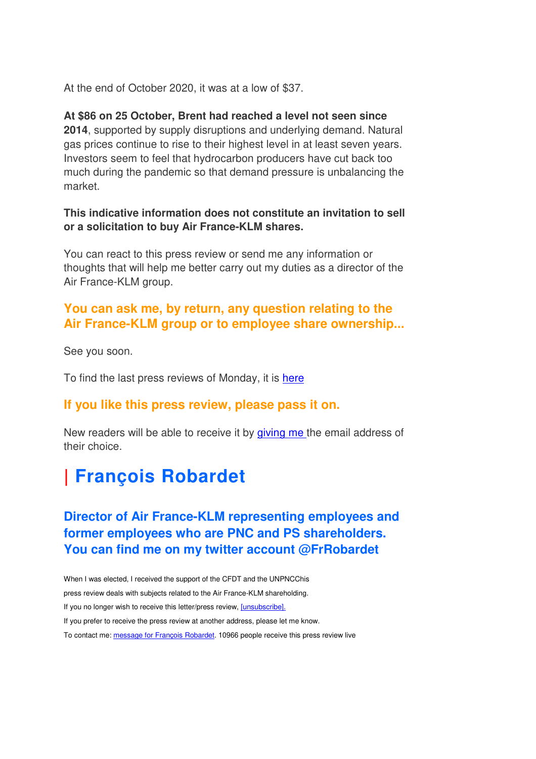At the end of October 2020, it was at a low of $37.

**At $86 on 25 October, Brent had reached a level not seen since 2014**, supported by supply disruptions and underlying demand. Natural gas prices continue to rise to their highest level in at least seven years. Investors seem to feel that hydrocarbon producers have cut back too much during the pandemic so that demand pressure is unbalancing the market.

**This indicative information does not constitute an invitation to sell or a solicitation to buy Air France-KLM shares.**

You can react to this press review or send me any information or thoughts that will help me better carry out my duties as a director of the Air France-KLM group.

### You can ask me, by return, any question relating to the Air France-KLM group or to employee share ownership...

See you soon.

To find the last press reviews of Monday, it is [here]

### If you like this press review, please pass it on.

New readers will be able to receive it by [giving me] the email address of their choice.

# | François Robardet

### Director of Air France-KLM representing employees and former employees who are PNC and PS shareholders. You can find me on my twitter account @FrRobardet

When I was elected, I received the support of the CFDT and the UNPNCThis press review deals with subjects related to the Air France-KLM shareholding.

If you no longer wish to receive this letter/press review, [unsubscribe].

If you prefer to receive the press review at another address, please let me know.

To contact me: [message for François Robardet]. 10966 people receive this press review live